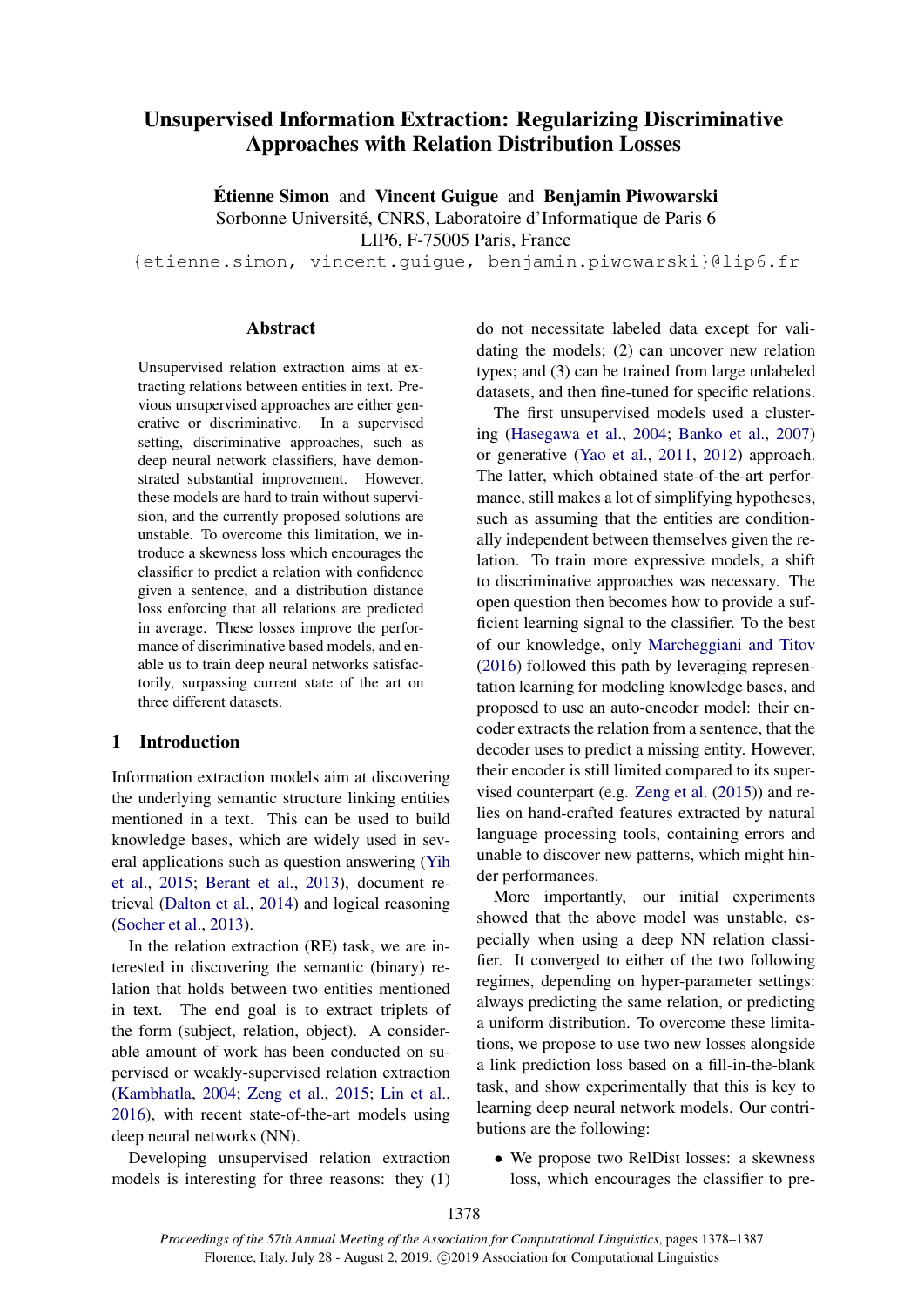# Unsupervised Information Extraction: Regularizing Discriminative Approaches with Relation Distribution Losses

**Étienne Simon** and **Vincent Guigue** and **Benjamin Piwowarski**
Sorbonne Université, CNRS, Laboratoire d'Informatique de Paris 6
LIP6, F-75005 Paris, France
{etienne.simon, vincent.guigue, benjamin.piwowarski}@lip6.fr

## Abstract

Unsupervised relation extraction aims at extracting relations between entities in text. Previous unsupervised approaches are either generative or discriminative. In a supervised setting, discriminative approaches, such as deep neural network classifiers, have demonstrated substantial improvement. However, these models are hard to train without supervision, and the currently proposed solutions are unstable. To overcome this limitation, we introduce a skewness loss which encourages the classifier to predict a relation with confidence given a sentence, and a distribution distance loss enforcing that all relations are predicted in average. These losses improve the performance of discriminative based models, and enable us to train deep neural networks satisfactorily, surpassing current state of the art on three different datasets.

## 1 Introduction

Information extraction models aim at discovering the underlying semantic structure linking entities mentioned in a text. This can be used to build knowledge bases, which are widely used in several applications such as question answering (Yih et al., 2015; Berant et al., 2013), document retrieval (Dalton et al., 2014) and logical reasoning (Socher et al., 2013).

In the relation extraction (RE) task, we are interested in discovering the semantic (binary) relation that holds between two entities mentioned in text. The end goal is to extract triplets of the form (subject, relation, object). A considerable amount of work has been conducted on supervised or weakly-supervised relation extraction (Kambhatla, 2004; Zeng et al., 2015; Lin et al., 2016), with recent state-of-the-art models using deep neural networks (NN).

Developing unsupervised relation extraction models is interesting for three reasons: they (1) do not necessitate labeled data except for validating the models; (2) can uncover new relation types; and (3) can be trained from large unlabeled datasets, and then fine-tuned for specific relations.

The first unsupervised models used a clustering (Hasegawa et al., 2004; Banko et al., 2007) or generative (Yao et al., 2011, 2012) approach. The latter, which obtained state-of-the-art performance, still makes a lot of simplifying hypotheses, such as assuming that the entities are conditionally independent between themselves given the relation. To train more expressive models, a shift to discriminative approaches was necessary. The open question then becomes how to provide a sufficient learning signal to the classifier. To the best of our knowledge, only Marcheggiani and Titov (2016) followed this path by leveraging representation learning for modeling knowledge bases, and proposed to use an auto-encoder model: their encoder extracts the relation from a sentence, that the decoder uses to predict a missing entity. However, their encoder is still limited compared to its supervised counterpart (e.g. Zeng et al. (2015)) and relies on hand-crafted features extracted by natural language processing tools, containing errors and unable to discover new patterns, which might hinder performances.

More importantly, our initial experiments showed that the above model was unstable, especially when using a deep NN relation classifier. It converged to either of the two following regimes, depending on hyper-parameter settings: always predicting the same relation, or predicting a uniform distribution. To overcome these limitations, we propose to use two new losses alongside a link prediction loss based on a fill-in-the-blank task, and show experimentally that this is key to learning deep neural network models. Our contributions are the following:

- We propose two RelDist losses: a skewness loss, which encourages the classifier to pre-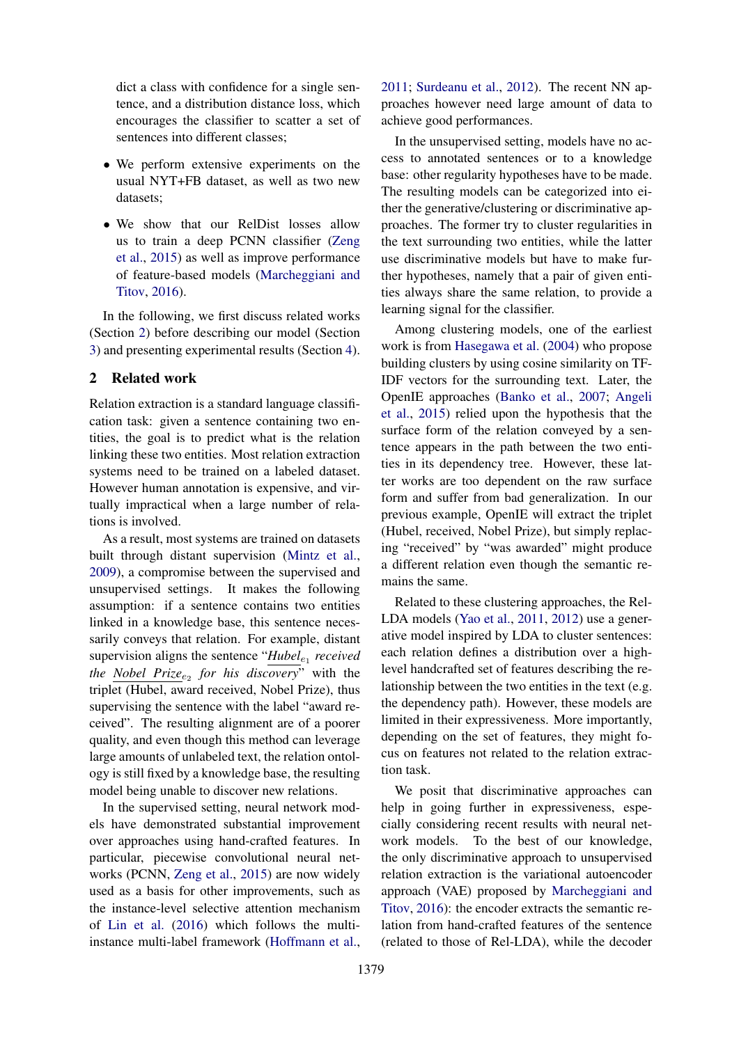dict a class with confidence for a single sentence, and a distribution distance loss, which encourages the classifier to scatter a set of sentences into different classes;

- We perform extensive experiments on the usual NYT+FB dataset, as well as two new datasets;
- We show that our RelDist losses allow us to train a deep PCNN classifier (Zeng et al., 2015) as well as improve performance of feature-based models (Marcheggiani and Titov, 2016).

In the following, we first discuss related works (Section 2) before describing our model (Section 3) and presenting experimental results (Section 4).

## 2 Related work

Relation extraction is a standard language classification task: given a sentence containing two entities, the goal is to predict what is the relation linking these two entities. Most relation extraction systems need to be trained on a labeled dataset. However human annotation is expensive, and virtually impractical when a large number of relations is involved.

As a result, most systems are trained on datasets built through distant supervision (Mintz et al., 2009), a compromise between the supervised and unsupervised settings. It makes the following assumption: if a sentence contains two entities linked in a knowledge base, this sentence necessarily conveys that relation. For example, distant supervision aligns the sentence "*Hubel$_{e_1}$ received the Nobel Prize$_{e_2}$ for his discovery*" with the triplet (Hubel, award received, Nobel Prize), thus supervising the sentence with the label "award received". The resulting alignment are of a poorer quality, and even though this method can leverage large amounts of unlabeled text, the relation ontology is still fixed by a knowledge base, the resulting model being unable to discover new relations.

In the supervised setting, neural network models have demonstrated substantial improvement over approaches using hand-crafted features. In particular, piecewise convolutional neural networks (PCNN, Zeng et al., 2015) are now widely used as a basis for other improvements, such as the instance-level selective attention mechanism of Lin et al. (2016) which follows the multi-instance multi-label framework (Hoffmann et al., 2011; Surdeanu et al., 2012). The recent NN approaches however need large amount of data to achieve good performances.

In the unsupervised setting, models have no access to annotated sentences or to a knowledge base: other regularity hypotheses have to be made. The resulting models can be categorized into either the generative/clustering or discriminative approaches. The former try to cluster regularities in the text surrounding two entities, while the latter use discriminative models but have to make further hypotheses, namely that a pair of given entities always share the same relation, to provide a learning signal for the classifier.

Among clustering models, one of the earliest work is from Hasegawa et al. (2004) who propose building clusters by using cosine similarity on TF-IDF vectors for the surrounding text. Later, the OpenIE approaches (Banko et al., 2007; Angeli et al., 2015) relied upon the hypothesis that the surface form of the relation conveyed by a sentence appears in the path between the two entities in its dependency tree. However, these latter works are too dependent on the raw surface form and suffer from bad generalization. In our previous example, OpenIE will extract the triplet (Hubel, received, Nobel Prize), but simply replacing "received" by "was awarded" might produce a different relation even though the semantic remains the same.

Related to these clustering approaches, the Rel-LDA models (Yao et al., 2011, 2012) use a generative model inspired by LDA to cluster sentences: each relation defines a distribution over a high-level handcrafted set of features describing the relationship between the two entities in the text (e.g. the dependency path). However, these models are limited in their expressiveness. More importantly, depending on the set of features, they might focus on features not related to the relation extraction task.

We posit that discriminative approaches can help in going further in expressiveness, especially considering recent results with neural network models. To the best of our knowledge, the only discriminative approach to unsupervised relation extraction is the variational autoencoder approach (VAE) proposed by Marcheggiani and Titov, 2016): the encoder extracts the semantic relation from hand-crafted features of the sentence (related to those of Rel-LDA), while the decoder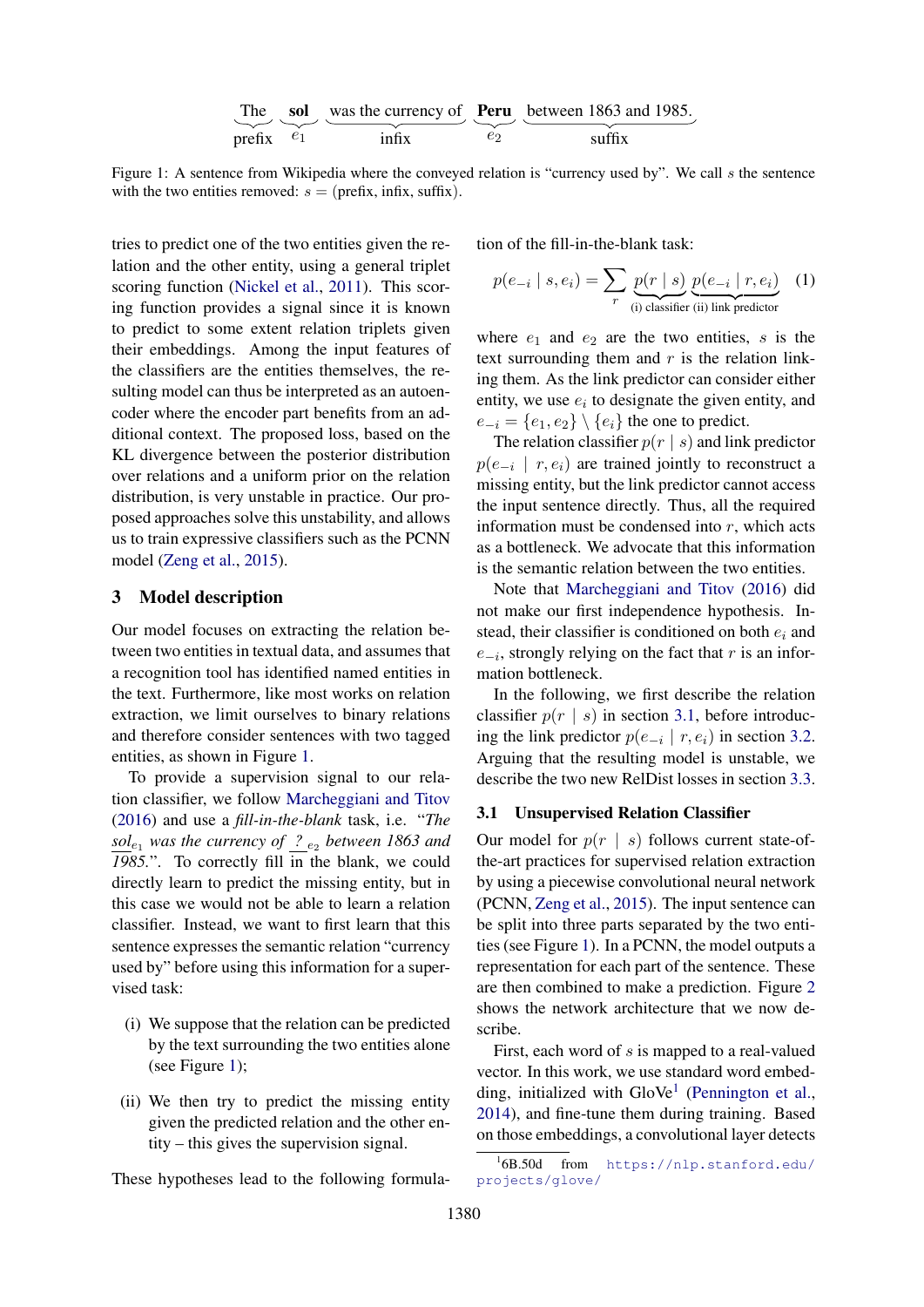$$\underbrace{\text{The}}_{\text{prefix}} \; \underbrace{\textbf{sol}}_{e_1} \; \underbrace{\text{was the currency of}}_{\text{infix}} \; \underbrace{\textbf{Peru}}_{e_2} \; \underbrace{\text{between 1863 and 1985.}}_{\text{suffix}}$$

Figure 1: A sentence from Wikipedia where the conveyed relation is "currency used by". We call $s$ the sentence with the two entities removed: $s$ = (prefix, infix, suffix).

tries to predict one of the two entities given the relation and the other entity, using a general triplet scoring function (Nickel et al., 2011). This scoring function provides a signal since it is known to predict to some extent relation triplets given their embeddings. Among the input features of the classifiers are the entities themselves, the resulting model can thus be interpreted as an autoencoder where the encoder part benefits from an additional context. The proposed loss, based on the KL divergence between the posterior distribution over relations and a uniform prior on the relation distribution, is very unstable in practice. Our proposed approaches solve this unstability, and allows us to train expressive classifiers such as the PCNN model (Zeng et al., 2015).

## 3 Model description

Our model focuses on extracting the relation between two entities in textual data, and assumes that a recognition tool has identified named entities in the text. Furthermore, like most works on relation extraction, we limit ourselves to binary relations and therefore consider sentences with two tagged entities, as shown in Figure 1.

To provide a supervision signal to our relation classifier, we follow Marcheggiani and Titov (2016) and use a *fill-in-the-blank* task, i.e. *"The $\underline{sol}_{e_1}$ was the currency of $\underline{\ ?\ }_{e_2}$ between 1863 and 1985."*. To correctly fill in the blank, we could directly learn to predict the missing entity, but in this case we would not be able to learn a relation classifier. Instead, we want to first learn that this sentence expresses the semantic relation "currency used by" before using this information for a supervised task:

(i) We suppose that the relation can be predicted by the text surrounding the two entities alone (see Figure 1);

(ii) We then try to predict the missing entity given the predicted relation and the other entity – this gives the supervision signal.

These hypotheses lead to the following formulation of the fill-in-the-blank task:

$$p(e_{-i} \mid s, e_i) = \sum_r \underbrace{p(r \mid s)}_{\text{(i) classifier}} \underbrace{p(e_{-i} \mid r, e_i)}_{\text{(ii) link predictor}} \quad (1)$$

where $e_1$ and $e_2$ are the two entities, $s$ is the text surrounding them and $r$ is the relation linking them. As the link predictor can consider either entity, we use $e_i$ to designate the given entity, and $e_{-i} = \{e_1, e_2\} \setminus \{e_i\}$ the one to predict.

The relation classifier $p(r \mid s)$ and link predictor $p(e_{-i} \mid r, e_i)$ are trained jointly to reconstruct a missing entity, but the link predictor cannot access the input sentence directly. Thus, all the required information must be condensed into $r$, which acts as a bottleneck. We advocate that this information is the semantic relation between the two entities.

Note that Marcheggiani and Titov (2016) did not make our first independence hypothesis. Instead, their classifier is conditioned on both $e_i$ and $e_{-i}$, strongly relying on the fact that $r$ is an information bottleneck.

In the following, we first describe the relation classifier $p(r \mid s)$ in section 3.1, before introducing the link predictor $p(e_{-i} \mid r, e_i)$ in section 3.2. Arguing that the resulting model is unstable, we describe the two new RelDist losses in section 3.3.

### 3.1 Unsupervised Relation Classifier

Our model for $p(r \mid s)$ follows current state-of-the-art practices for supervised relation extraction by using a piecewise convolutional neural network (PCNN, Zeng et al., 2015). The input sentence can be split into three parts separated by the two entities (see Figure 1). In a PCNN, the model outputs a representation for each part of the sentence. These are then combined to make a prediction. Figure 2 shows the network architecture that we now describe.

First, each word of $s$ is mapped to a real-valued vector. In this work, we use standard word embedding, initialized with GloVe[1] (Pennington et al., 2014), and fine-tune them during training. Based on those embeddings, a convolutional layer detects

[1] 6B.50d from https://nlp.stanford.edu/projects/glove/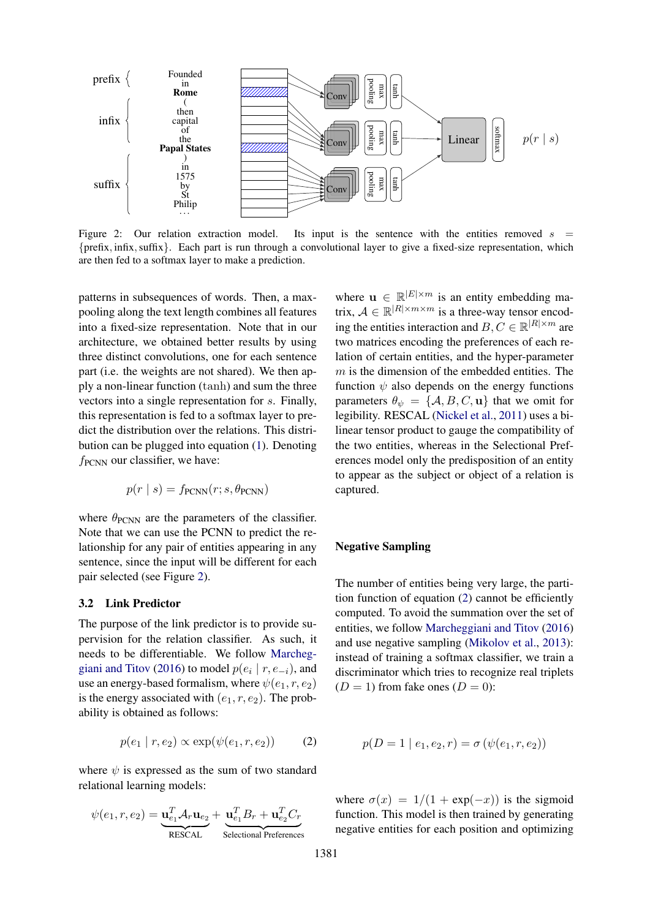Figure 2: Our relation extraction model. Its input is the sentence with the entities removed $s = \{\text{prefix}, \text{infix}, \text{suffix}\}$. Each part is run through a convolutional layer to give a fixed-size representation, which are then fed to a softmax layer to make a prediction.

patterns in subsequences of words. Then, a max-pooling along the text length combines all features into a fixed-size representation. Note that in our architecture, we obtained better results by using three distinct convolutions, one for each sentence part (i.e. the weights are not shared). We then apply a non-linear function (tanh) and sum the three vectors into a single representation for $s$. Finally, this representation is fed to a softmax layer to predict the distribution over the relations. This distribution can be plugged into equation (1). Denoting $f_{\text{PCNN}}$ our classifier, we have:

$$p(r \mid s) = f_{\text{PCNN}}(r; s, \theta_{\text{PCNN}})$$

where $\theta_{\text{PCNN}}$ are the parameters of the classifier. Note that we can use the PCNN to predict the relationship for any pair of entities appearing in any sentence, since the input will be different for each pair selected (see Figure 2).

### 3.2 Link Predictor

The purpose of the link predictor is to provide supervision for the relation classifier. As such, it needs to be differentiable. We follow Marcheggiani and Titov (2016) to model $p(e_i \mid r, e_{-i})$, and use an energy-based formalism, where $\psi(e_1, r, e_2)$ is the energy associated with $(e_1, r, e_2)$. The probability is obtained as follows:

$$p(e_1 \mid r, e_2) \propto \exp(\psi(e_1, r, e_2)) \tag{2}$$

where $\psi$ is expressed as the sum of two standard relational learning models:

$$\psi(e_1, r, e_2) = \underbrace{\mathbf{u}_{e_1}^T \mathcal{A}_r \mathbf{u}_{e_2}}_{\text{RESCAL}} + \underbrace{\mathbf{u}_{e_1}^T B_r + \mathbf{u}_{e_2}^T C_r}_{\text{Selectional Preferences}}$$

where $\mathbf{u} \in \mathbb{R}^{|E| \times m}$ is an entity embedding matrix, $\mathcal{A} \in \mathbb{R}^{|R| \times m \times m}$ is a three-way tensor encoding the entities interaction and $B, C \in \mathbb{R}^{|R| \times m}$ are two matrices encoding the preferences of each relation of certain entities, and the hyper-parameter $m$ is the dimension of the embedded entities. The function $\psi$ also depends on the energy functions parameters $\theta_\psi = \{\mathcal{A}, B, C, \mathbf{u}\}$ that we omit for legibility. RESCAL (Nickel et al., 2011) uses a bilinear tensor product to gauge the compatibility of the two entities, whereas in the Selectional Preferences model only the predisposition of an entity to appear as the subject or object of a relation is captured.

#### Negative Sampling

The number of entities being very large, the partition function of equation (2) cannot be efficiently computed. To avoid the summation over the set of entities, we follow Marcheggiani and Titov (2016) and use negative sampling (Mikolov et al., 2013): instead of training a softmax classifier, we train a discriminator which tries to recognize real triplets ($D = 1$) from fake ones ($D = 0$):

$$p(D = 1 \mid e_1, e_2, r) = \sigma\left(\psi(e_1, r, e_2)\right)$$

where $\sigma(x) = 1/(1 + \exp(-x))$ is the sigmoid function. This model is then trained by generating negative entities for each position and optimizing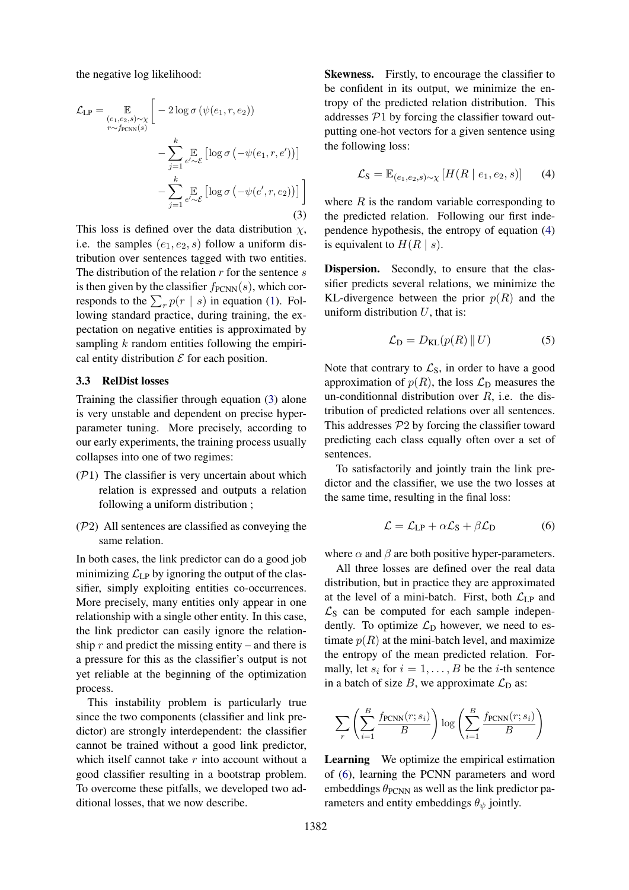the negative log likelihood:

$$\mathcal{L}_{\text{LP}} = \mathop{\mathbb{E}}_{\substack{(e_1,e_2,s)\sim\chi \\ r\sim f_{\text{PCNN}}(s)}} \Bigg[ -2\log\sigma\left(\psi(e_1,r,e_2)\right) - \sum_{j=1}^{k} \mathop{\mathbb{E}}_{e'\sim\mathcal{E}}\left[\log\sigma\left(-\psi(e_1,r,e')\right)\right] - \sum_{j=1}^{k} \mathop{\mathbb{E}}_{e'\sim\mathcal{E}}\left[\log\sigma\left(-\psi(e',r,e_2)\right)\right] \Bigg] \tag{3}$$

This loss is defined over the data distribution $\chi$, i.e. the samples $(e_1, e_2, s)$ follow a uniform distribution over sentences tagged with two entities. The distribution of the relation $r$ for the sentence $s$ is then given by the classifier $f_{\text{PCNN}}(s)$, which corresponds to the $\sum_r p(r \mid s)$ in equation (1). Following standard practice, during training, the expectation on negative entities is approximated by sampling $k$ random entities following the empirical entity distribution $\mathcal{E}$ for each position.

### 3.3 RelDist losses

Training the classifier through equation (3) alone is very unstable and dependent on precise hyper-parameter tuning. More precisely, according to our early experiments, the training process usually collapses into one of two regimes:

($\mathcal{P}1$) The classifier is very uncertain about which relation is expressed and outputs a relation following a uniform distribution ;

($\mathcal{P}2$) All sentences are classified as conveying the same relation.

In both cases, the link predictor can do a good job minimizing $\mathcal{L}_{\text{LP}}$ by ignoring the output of the classifier, simply exploiting entities co-occurrences. More precisely, many entities only appear in one relationship with a single other entity. In this case, the link predictor can easily ignore the relationship $r$ and predict the missing entity – and there is a pressure for this as the classifier's output is not yet reliable at the beginning of the optimization process.

This instability problem is particularly true since the two components (classifier and link predictor) are strongly interdependent: the classifier cannot be trained without a good link predictor, which itself cannot take $r$ into account without a good classifier resulting in a bootstrap problem. To overcome these pitfalls, we developed two additional losses, that we now describe.

**Skewness.** Firstly, to encourage the classifier to be confident in its output, we minimize the entropy of the predicted relation distribution. This addresses $\mathcal{P}1$ by forcing the classifier toward outputting one-hot vectors for a given sentence using the following loss:

$$\mathcal{L}_{\text{S}} = \mathbb{E}_{(e_1,e_2,s)\sim\chi}\left[H(R \mid e_1, e_2, s)\right] \tag{4}$$

where $R$ is the random variable corresponding to the predicted relation. Following our first independence hypothesis, the entropy of equation (4) is equivalent to $H(R \mid s)$.

**Dispersion.** Secondly, to ensure that the classifier predicts several relations, we minimize the KL-divergence between the prior $p(R)$ and the uniform distribution $U$, that is:

$$\mathcal{L}_{\text{D}} = D_{\text{KL}}(p(R) \,\|\, U) \tag{5}$$

Note that contrary to $\mathcal{L}_{\text{S}}$, in order to have a good approximation of $p(R)$, the loss $\mathcal{L}_{\text{D}}$ measures the un-conditionnal distribution over $R$, i.e. the distribution of predicted relations over all sentences. This addresses $\mathcal{P}2$ by forcing the classifier toward predicting each class equally often over a set of sentences.

To satisfactorily and jointly train the link predictor and the classifier, we use the two losses at the same time, resulting in the final loss:

$$\mathcal{L} = \mathcal{L}_{\text{LP}} + \alpha\mathcal{L}_{\text{S}} + \beta\mathcal{L}_{\text{D}} \tag{6}$$

where $\alpha$ and $\beta$ are both positive hyper-parameters.

All three losses are defined over the real data distribution, but in practice they are approximated at the level of a mini-batch. First, both $\mathcal{L}_{\text{LP}}$ and $\mathcal{L}_{\text{S}}$ can be computed for each sample independently. To optimize $\mathcal{L}_{\text{D}}$ however, we need to estimate $p(R)$ at the mini-batch level, and maximize the entropy of the mean predicted relation. Formally, let $s_i$ for $i = 1, \ldots, B$ be the $i$-th sentence in a batch of size $B$, we approximate $\mathcal{L}_{\text{D}}$ as:

$$\sum_r \left(\sum_{i=1}^{B} \frac{f_{\text{PCNN}}(r; s_i)}{B}\right) \log\left(\sum_{i=1}^{B} \frac{f_{\text{PCNN}}(r; s_i)}{B}\right)$$

**Learning** We optimize the empirical estimation of (6), learning the PCNN parameters and word embeddings $\theta_{\text{PCNN}}$ as well as the link predictor parameters and entity embeddings $\theta_\psi$ jointly.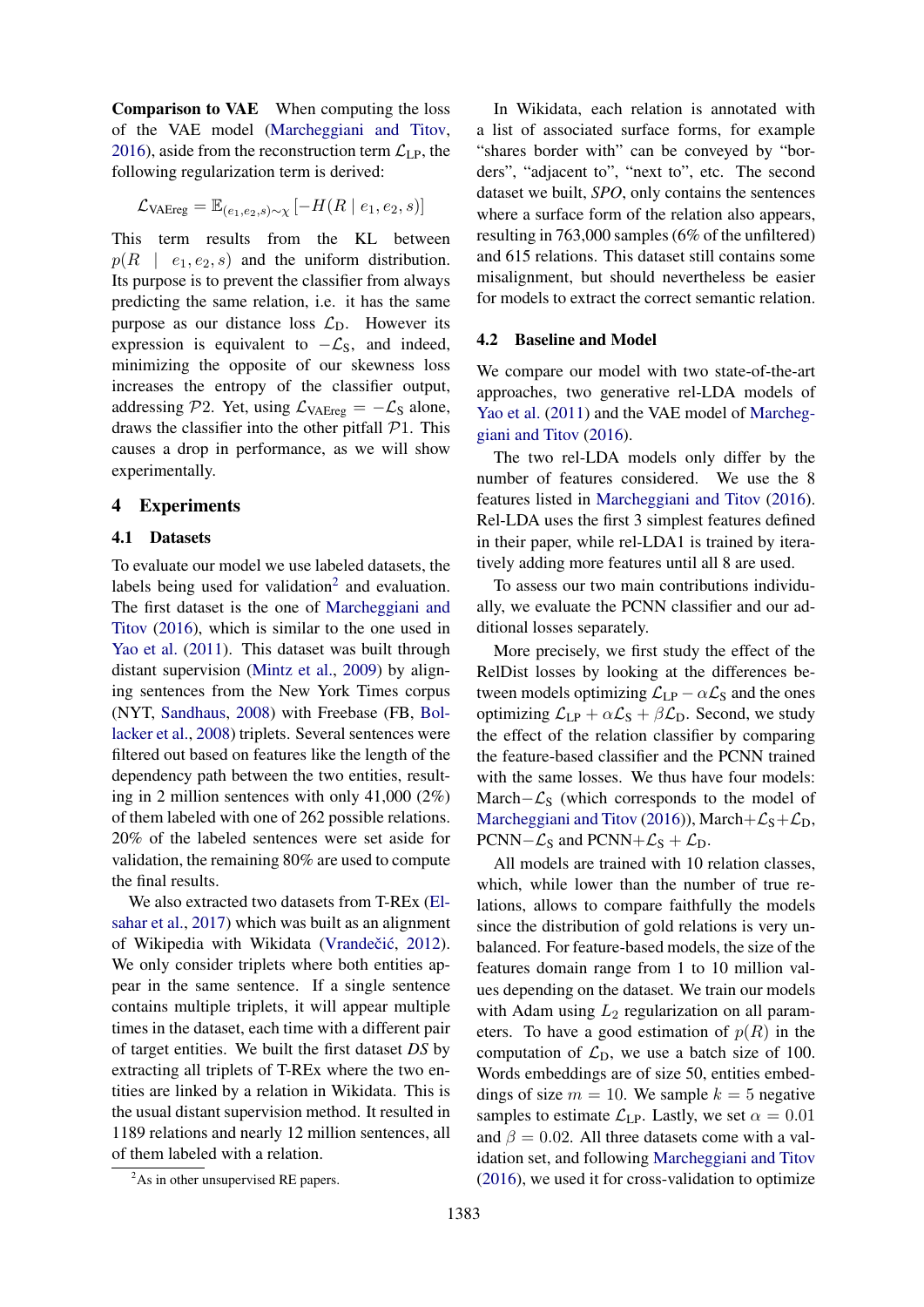**Comparison to VAE** When computing the loss of the VAE model (Marcheggiani and Titov, 2016), aside from the reconstruction term $\mathcal{L}_{\text{LP}}$, the following regularization term is derived:

$$\mathcal{L}_{\text{VAEreg}} = \mathbb{E}_{(e_1,e_2,s)\sim\chi}\left[-H(R \mid e_1, e_2, s)\right]$$

This term results from the KL between $p(R \mid e_1, e_2, s)$ and the uniform distribution. Its purpose is to prevent the classifier from always predicting the same relation, i.e. it has the same purpose as our distance loss $\mathcal{L}_{\text{D}}$. However its expression is equivalent to $-\mathcal{L}_{\text{S}}$, and indeed, minimizing the opposite of our skewness loss increases the entropy of the classifier output, addressing $\mathcal{P}2$. Yet, using $\mathcal{L}_{\text{VAEreg}} = -\mathcal{L}_{\text{S}}$ alone, draws the classifier into the other pitfall $\mathcal{P}1$. This causes a drop in performance, as we will show experimentally.

# 4 Experiments

## 4.1 Datasets

To evaluate our model we use labeled datasets, the labels being used for validation[2] and evaluation. The first dataset is the one of Marcheggiani and Titov (2016), which is similar to the one used in Yao et al. (2011). This dataset was built through distant supervision (Mintz et al., 2009) by aligning sentences from the New York Times corpus (NYT, Sandhaus, 2008) with Freebase (FB, Bollacker et al., 2008) triplets. Several sentences were filtered out based on features like the length of the dependency path between the two entities, resulting in 2 million sentences with only 41,000 (2%) of them labeled with one of 262 possible relations. 20% of the labeled sentences were set aside for validation, the remaining 80% are used to compute the final results.

We also extracted two datasets from T-REx (Elsahar et al., 2017) which was built as an alignment of Wikipedia with Wikidata (Vrandečić, 2012). We only consider triplets where both entities appear in the same sentence. If a single sentence contains multiple triplets, it will appear multiple times in the dataset, each time with a different pair of target entities. We built the first dataset *DS* by extracting all triplets of T-REx where the two entities are linked by a relation in Wikidata. This is the usual distant supervision method. It resulted in 1189 relations and nearly 12 million sentences, all of them labeled with a relation.

[2] As in other unsupervised RE papers.

In Wikidata, each relation is annotated with a list of associated surface forms, for example "shares border with" can be conveyed by "borders", "adjacent to", "next to", etc. The second dataset we built, *SPO*, only contains the sentences where a surface form of the relation also appears, resulting in 763,000 samples (6% of the unfiltered) and 615 relations. This dataset still contains some misalignment, but should nevertheless be easier for models to extract the correct semantic relation.

## 4.2 Baseline and Model

We compare our model with two state-of-the-art approaches, two generative rel-LDA models of Yao et al. (2011) and the VAE model of Marcheggiani and Titov (2016).

The two rel-LDA models only differ by the number of features considered. We use the 8 features listed in Marcheggiani and Titov (2016). Rel-LDA uses the first 3 simplest features defined in their paper, while rel-LDA1 is trained by iteratively adding more features until all 8 are used.

To assess our two main contributions individually, we evaluate the PCNN classifier and our additional losses separately.

More precisely, we first study the effect of the RelDist losses by looking at the differences between models optimizing $\mathcal{L}_{\text{LP}} - \alpha\mathcal{L}_{\text{S}}$ and the ones optimizing $\mathcal{L}_{\text{LP}} + \alpha\mathcal{L}_{\text{S}} + \beta\mathcal{L}_{\text{D}}$. Second, we study the effect of the relation classifier by comparing the feature-based classifier and the PCNN trained with the same losses. We thus have four models: March$-\mathcal{L}_{\text{S}}$ (which corresponds to the model of Marcheggiani and Titov (2016)), March$+\mathcal{L}_{\text{S}}+\mathcal{L}_{\text{D}}$, PCNN$-\mathcal{L}_{\text{S}}$ and PCNN$+\mathcal{L}_{\text{S}} + \mathcal{L}_{\text{D}}$.

All models are trained with 10 relation classes, which, while lower than the number of true relations, allows to compare faithfully the models since the distribution of gold relations is very unbalanced. For feature-based models, the size of the features domain range from 1 to 10 million values depending on the dataset. We train our models with Adam using $L_2$ regularization on all parameters. To have a good estimation of $p(R)$ in the computation of $\mathcal{L}_{\text{D}}$, we use a batch size of 100. Words embeddings are of size 50, entities embeddings of size $m = 10$. We sample $k = 5$ negative samples to estimate $\mathcal{L}_{\text{LP}}$. Lastly, we set $\alpha = 0.01$ and $\beta = 0.02$. All three datasets come with a validation set, and following Marcheggiani and Titov (2016), we used it for cross-validation to optimize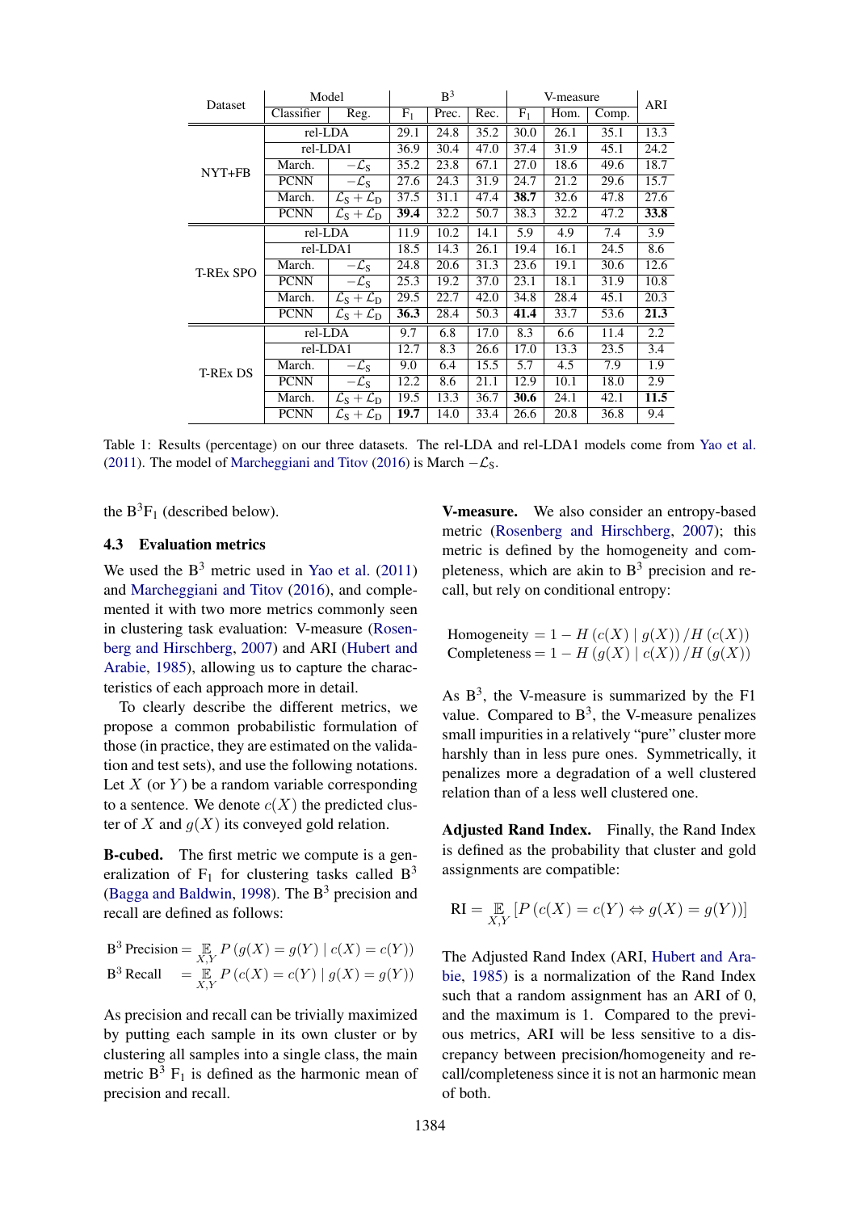| Dataset | Model | | $B^3$ | | | V-measure | | | ARI |
|---|---|---|---|---|---|---|---|---|---|
| | Classifier | Reg. | $F_1$ | Prec. | Rec. | $F_1$ | Hom. | Comp. | |
| NYT+FB | rel-LDA | | 29.1 | 24.8 | 35.2 | 30.0 | 26.1 | 35.1 | 13.3 |
| | rel-LDA1 | | 36.9 | 30.4 | 47.0 | 37.4 | 31.9 | 45.1 | 24.2 |
| | March. | $-\mathcal{L}_S$ | 35.2 | 23.8 | 67.1 | 27.0 | 18.6 | 49.6 | 18.7 |
| | PCNN | $-\mathcal{L}_S$ | 27.6 | 24.3 | 31.9 | 24.7 | 21.2 | 29.6 | 15.7 |
| | March. | $\mathcal{L}_S + \mathcal{L}_D$ | 37.5 | 31.1 | 47.4 | **38.7** | 32.6 | 47.8 | 27.6 |
| | PCNN | $\mathcal{L}_S + \mathcal{L}_D$ | **39.4** | 32.2 | 50.7 | 38.3 | 32.2 | 47.2 | **33.8** |
| T-REx SPO | rel-LDA | | 11.9 | 10.2 | 14.1 | 5.9 | 4.9 | 7.4 | 3.9 |
| | rel-LDA1 | | 18.5 | 14.3 | 26.1 | 19.4 | 16.1 | 24.5 | 8.6 |
| | March. | $-\mathcal{L}_S$ | 24.8 | 20.6 | 31.3 | 23.6 | 19.1 | 30.6 | 12.6 |
| | PCNN | $-\mathcal{L}_S$ | 25.3 | 19.2 | 37.0 | 23.1 | 18.1 | 31.9 | 10.8 |
| | March. | $\mathcal{L}_S + \mathcal{L}_D$ | 29.5 | 22.7 | 42.0 | 34.8 | 28.4 | 45.1 | 20.3 |
| | PCNN | $\mathcal{L}_S + \mathcal{L}_D$ | **36.3** | 28.4 | 50.3 | **41.4** | 33.7 | 53.6 | **21.3** |
| T-REx DS | rel-LDA | | 9.7 | 6.8 | 17.0 | 8.3 | 6.6 | 11.4 | 2.2 |
| | rel-LDA1 | | 12.7 | 8.3 | 26.6 | 17.0 | 13.3 | 23.5 | 3.4 |
| | March. | $-\mathcal{L}_S$ | 9.0 | 6.4 | 15.5 | 5.7 | 4.5 | 7.9 | 1.9 |
| | PCNN | $-\mathcal{L}_S$ | 12.2 | 8.6 | 21.1 | 12.9 | 10.1 | 18.0 | 2.9 |
| | March. | $\mathcal{L}_S + \mathcal{L}_D$ | 19.5 | 13.3 | 36.7 | **30.6** | 24.1 | 42.1 | **11.5** |
| | PCNN | $\mathcal{L}_S + \mathcal{L}_D$ | **19.7** | 14.0 | 33.4 | 26.6 | 20.8 | 36.8 | 9.4 |

Table 1: Results (percentage) on our three datasets. The rel-LDA and rel-LDA1 models come from Yao et al. (2011). The model of Marcheggiani and Titov (2016) is March $-\mathcal{L}_S$.

the $B^3F_1$ (described below).

### 4.3 Evaluation metrics

We used the $B^3$ metric used in Yao et al. (2011) and Marcheggiani and Titov (2016), and complemented it with two more metrics commonly seen in clustering task evaluation: V-measure (Rosenberg and Hirschberg, 2007) and ARI (Hubert and Arabie, 1985), allowing us to capture the characteristics of each approach more in detail.

To clearly describe the different metrics, we propose a common probabilistic formulation of those (in practice, they are estimated on the validation and test sets), and use the following notations. Let $X$ (or $Y$) be a random variable corresponding to a sentence. We denote $c(X)$ the predicted cluster of $X$ and $g(X)$ its conveyed gold relation.

**B-cubed.** The first metric we compute is a generalization of $F_1$ for clustering tasks called $B^3$ (Bagga and Baldwin, 1998). The $B^3$ precision and recall are defined as follows:

$$\begin{aligned}
B^3\text{ Precision} &= \mathop{\mathbb{E}}_{X,Y} P\left(g(X)=g(Y) \mid c(X)=c(Y)\right) \\
B^3\text{ Recall} &= \mathop{\mathbb{E}}_{X,Y} P\left(c(X)=c(Y) \mid g(X)=g(Y)\right)
\end{aligned}$$

As precision and recall can be trivially maximized by putting each sample in its own cluster or by clustering all samples into a single class, the main metric $B^3$ $F_1$ is defined as the harmonic mean of precision and recall.

**V-measure.** We also consider an entropy-based metric (Rosenberg and Hirschberg, 2007); this metric is defined by the homogeneity and completeness, which are akin to $B^3$ precision and recall, but rely on conditional entropy:

$$\begin{aligned}
\text{Homogeneity} &= 1 - H\left(c(X) \mid g(X)\right) / H\left(c(X)\right) \\
\text{Completeness} &= 1 - H\left(g(X) \mid c(X)\right) / H\left(g(X)\right)
\end{aligned}$$

As $B^3$, the V-measure is summarized by the F1 value. Compared to $B^3$, the V-measure penalizes small impurities in a relatively "pure" cluster more harshly than in less pure ones. Symmetrically, it penalizes more a degradation of a well clustered relation than of a less well clustered one.

**Adjusted Rand Index.** Finally, the Rand Index is defined as the probability that cluster and gold assignments are compatible:

$$\text{RI} = \mathop{\mathbb{E}}_{X,Y}\left[P\left(c(X)=c(Y) \Leftrightarrow g(X)=g(Y)\right)\right]$$

The Adjusted Rand Index (ARI, Hubert and Arabie, 1985) is a normalization of the Rand Index such that a random assignment has an ARI of 0, and the maximum is 1. Compared to the previous metrics, ARI will be less sensitive to a discrepancy between precision/homogeneity and recall/completeness since it is not an harmonic mean of both.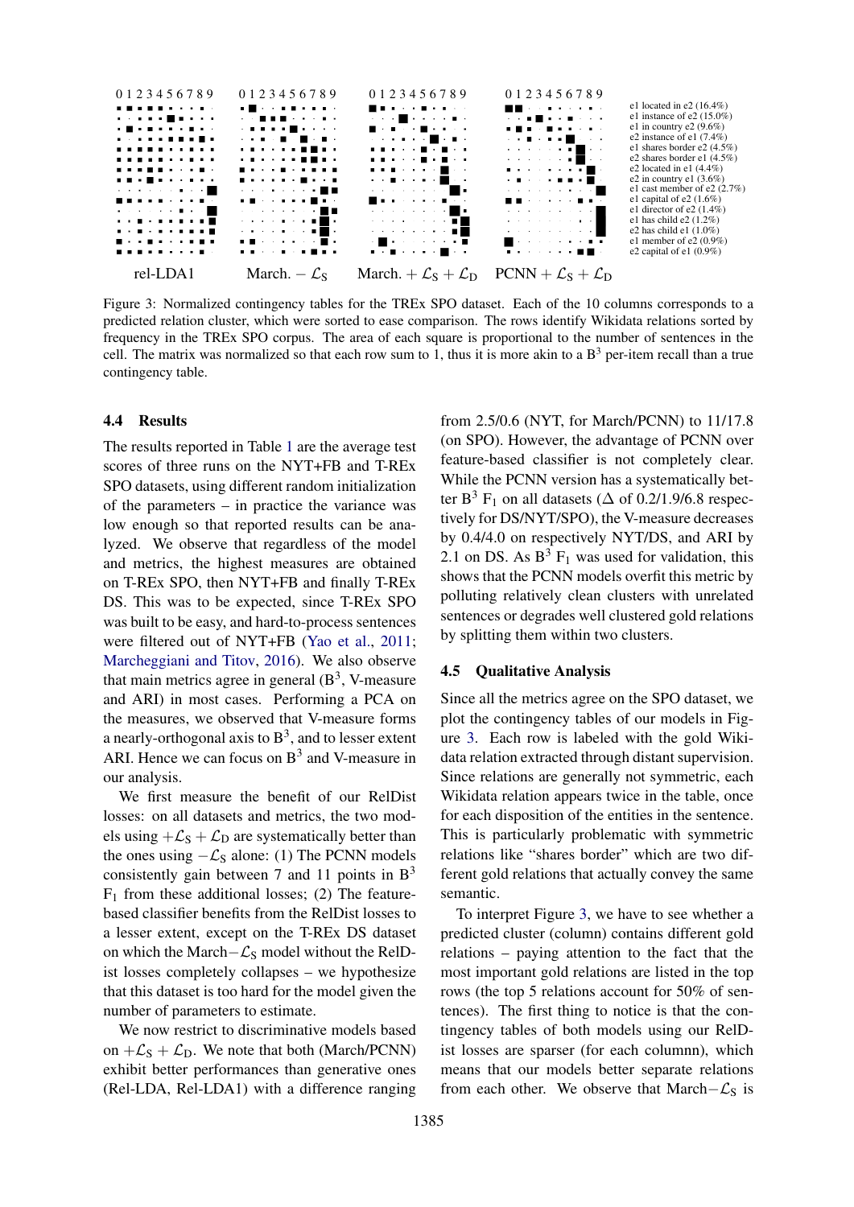Figure 3: Normalized contingency tables for the TREx SPO dataset. Each of the 10 columns corresponds to a predicted relation cluster, which were sorted to ease comparison. The rows identify Wikidata relations sorted by frequency in the TREx SPO corpus. The area of each square is proportional to the number of sentences in the cell. The matrix was normalized so that each row sum to 1, thus it is more akin to a $B^3$ per-item recall than a true contingency table.

### 4.4 Results

The results reported in Table 1 are the average test scores of three runs on the NYT+FB and T-REx SPO datasets, using different random initialization of the parameters – in practice the variance was low enough so that reported results can be analyzed. We observe that regardless of the model and metrics, the highest measures are obtained on T-REx SPO, then NYT+FB and finally T-REx DS. This was to be expected, since T-REx SPO was built to be easy, and hard-to-process sentences were filtered out of NYT+FB (Yao et al., 2011; Marcheggiani and Titov, 2016). We also observe that main metrics agree in general ($B^3$, V-measure and ARI) in most cases. Performing a PCA on the measures, we observed that V-measure forms a nearly-orthogonal axis to $B^3$, and to lesser extent ARI. Hence we can focus on $B^3$ and V-measure in our analysis.

We first measure the benefit of our RelDist losses: on all datasets and metrics, the two models using $+\mathcal{L}_\text{S} + \mathcal{L}_\text{D}$ are systematically better than the ones using $-\mathcal{L}_\text{S}$ alone: (1) The PCNN models consistently gain between 7 and 11 points in $B^3$ $F_1$ from these additional losses; (2) The feature-based classifier benefits from the RelDist losses to a lesser extent, except on the T-REx DS dataset on which the March$-\mathcal{L}_\text{S}$ model without the RelDist losses completely collapses – we hypothesize that this dataset is too hard for the model given the number of parameters to estimate.

We now restrict to discriminative models based on $+\mathcal{L}_\text{S} + \mathcal{L}_\text{D}$. We note that both (March/PCNN) exhibit better performances than generative ones (Rel-LDA, Rel-LDA1) with a difference ranging from 2.5/0.6 (NYT, for March/PCNN) to 11/17.8 (on SPO). However, the advantage of PCNN over feature-based classifier is not completely clear. While the PCNN version has a systematically better $B^3$ $F_1$ on all datasets ($\Delta$ of 0.2/1.9/6.8 respectively for DS/NYT/SPO), the V-measure decreases by 0.4/4.0 on respectively NYT/DS, and ARI by 2.1 on DS. As $B^3$ $F_1$ was used for validation, this shows that the PCNN models overfit this metric by polluting relatively clean clusters with unrelated sentences or degrades well clustered gold relations by splitting them within two clusters.

### 4.5 Qualitative Analysis

Since all the metrics agree on the SPO dataset, we plot the contingency tables of our models in Figure 3. Each row is labeled with the gold Wikidata relation extracted through distant supervision. Since relations are generally not symmetric, each Wikidata relation appears twice in the table, once for each disposition of the entities in the sentence. This is particularly problematic with symmetric relations like "shares border" which are two different gold relations that actually convey the same semantic.

To interpret Figure 3, we have to see whether a predicted cluster (column) contains different gold relations – paying attention to the fact that the most important gold relations are listed in the top rows (the top 5 relations account for 50% of sentences). The first thing to notice is that the contingency tables of both models using our RelDist losses are sparser (for each columnn), which means that our models better separate relations from each other. We observe that March$-\mathcal{L}_\text{S}$ is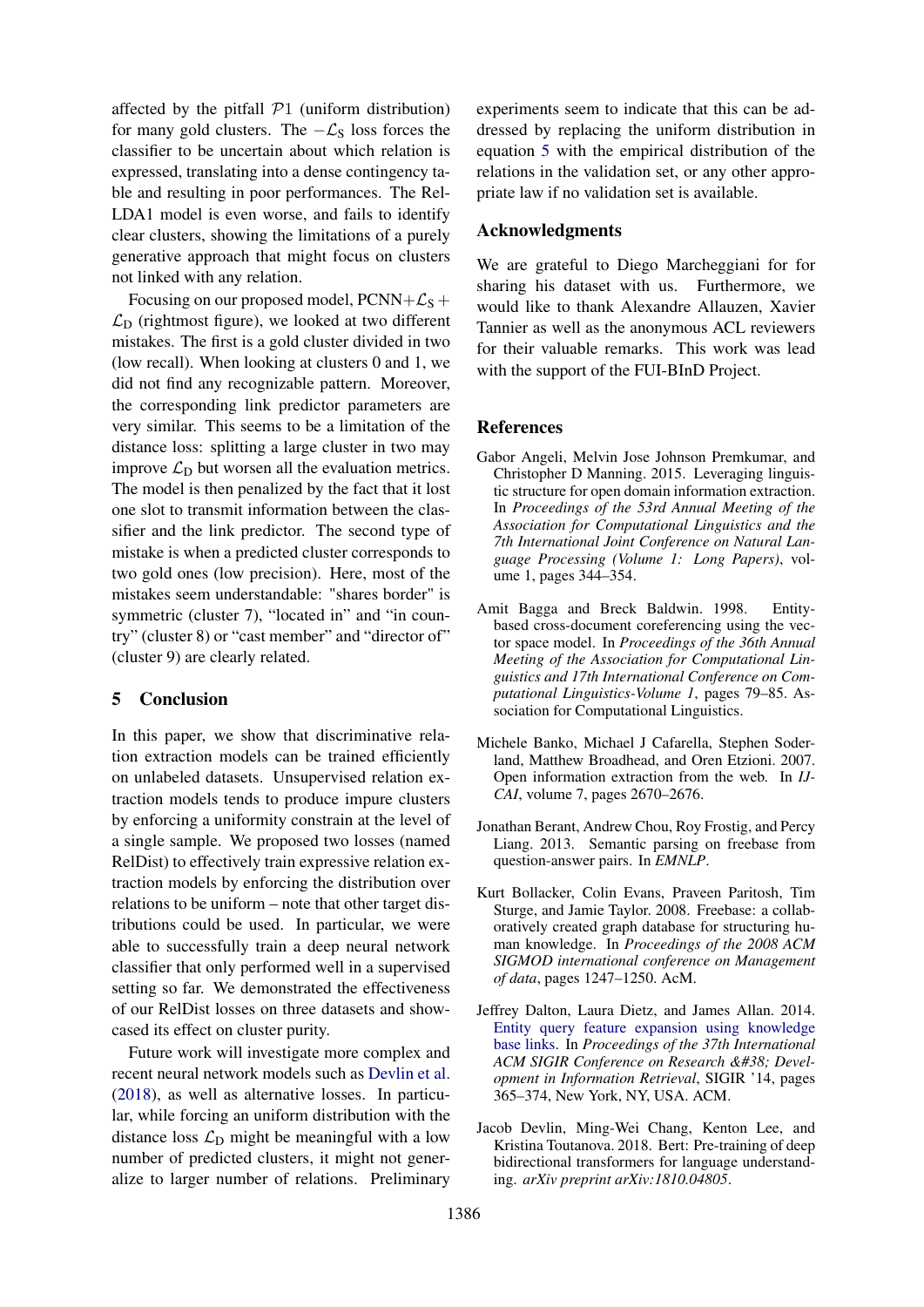affected by the pitfall $\mathcal{P}1$ (uniform distribution) for many gold clusters. The $-\mathcal{L}_\text{S}$ loss forces the classifier to be uncertain about which relation is expressed, translating into a dense contingency table and resulting in poor performances. The Rel-LDA1 model is even worse, and fails to identify clear clusters, showing the limitations of a purely generative approach that might focus on clusters not linked with any relation.

Focusing on our proposed model, PCNN+$\mathcal{L}_\text{S} + \mathcal{L}_\text{D}$ (rightmost figure), we looked at two different mistakes. The first is a gold cluster divided in two (low recall). When looking at clusters 0 and 1, we did not find any recognizable pattern. Moreover, the corresponding link predictor parameters are very similar. This seems to be a limitation of the distance loss: splitting a large cluster in two may improve $\mathcal{L}_\text{D}$ but worsen all the evaluation metrics. The model is then penalized by the fact that it lost one slot to transmit information between the classifier and the link predictor. The second type of mistake is when a predicted cluster corresponds to two gold ones (low precision). Here, most of the mistakes seem understandable: "shares border" is symmetric (cluster 7), "located in" and "in country" (cluster 8) or "cast member" and "director of" (cluster 9) are clearly related.

## 5 Conclusion

In this paper, we show that discriminative relation extraction models can be trained efficiently on unlabeled datasets. Unsupervised relation extraction models tends to produce impure clusters by enforcing a uniformity constrain at the level of a single sample. We proposed two losses (named RelDist) to effectively train expressive relation extraction models by enforcing the distribution over relations to be uniform – note that other target distributions could be used. In particular, we were able to successfully train a deep neural network classifier that only performed well in a supervised setting so far. We demonstrated the effectiveness of our RelDist losses on three datasets and showcased its effect on cluster purity.

Future work will investigate more complex and recent neural network models such as Devlin et al. (2018), as well as alternative losses. In particular, while forcing an uniform distribution with the distance loss $\mathcal{L}_\text{D}$ might be meaningful with a low number of predicted clusters, it might not generalize to larger number of relations. Preliminary experiments seem to indicate that this can be addressed by replacing the uniform distribution in equation 5 with the empirical distribution of the relations in the validation set, or any other appropriate law if no validation set is available.

## Acknowledgments

We are grateful to Diego Marcheggiani for for sharing his dataset with us. Furthermore, we would like to thank Alexandre Allauzen, Xavier Tannier as well as the anonymous ACL reviewers for their valuable remarks. This work was lead with the support of the FUI-BInD Project.

## References

Gabor Angeli, Melvin Jose Johnson Premkumar, and Christopher D Manning. 2015. Leveraging linguistic structure for open domain information extraction. In *Proceedings of the 53rd Annual Meeting of the Association for Computational Linguistics and the 7th International Joint Conference on Natural Language Processing (Volume 1: Long Papers)*, volume 1, pages 344–354.

Amit Bagga and Breck Baldwin. 1998. Entity-based cross-document coreferencing using the vector space model. In *Proceedings of the 36th Annual Meeting of the Association for Computational Linguistics and 17th International Conference on Computational Linguistics-Volume 1*, pages 79–85. Association for Computational Linguistics.

Michele Banko, Michael J Cafarella, Stephen Soderland, Matthew Broadhead, and Oren Etzioni. 2007. Open information extraction from the web. In *IJCAI*, volume 7, pages 2670–2676.

Jonathan Berant, Andrew Chou, Roy Frostig, and Percy Liang. 2013. Semantic parsing on freebase from question-answer pairs. In *EMNLP*.

Kurt Bollacker, Colin Evans, Praveen Paritosh, Tim Sturge, and Jamie Taylor. 2008. Freebase: a collaboratively created graph database for structuring human knowledge. In *Proceedings of the 2008 ACM SIGMOD international conference on Management of data*, pages 1247–1250. AcM.

Jeffrey Dalton, Laura Dietz, and James Allan. 2014. Entity query feature expansion using knowledge base links. In *Proceedings of the 37th International ACM SIGIR Conference on Research &#38; Development in Information Retrieval*, SIGIR '14, pages 365–374, New York, NY, USA. ACM.

Jacob Devlin, Ming-Wei Chang, Kenton Lee, and Kristina Toutanova. 2018. Bert: Pre-training of deep bidirectional transformers for language understanding. *arXiv preprint arXiv:1810.04805*.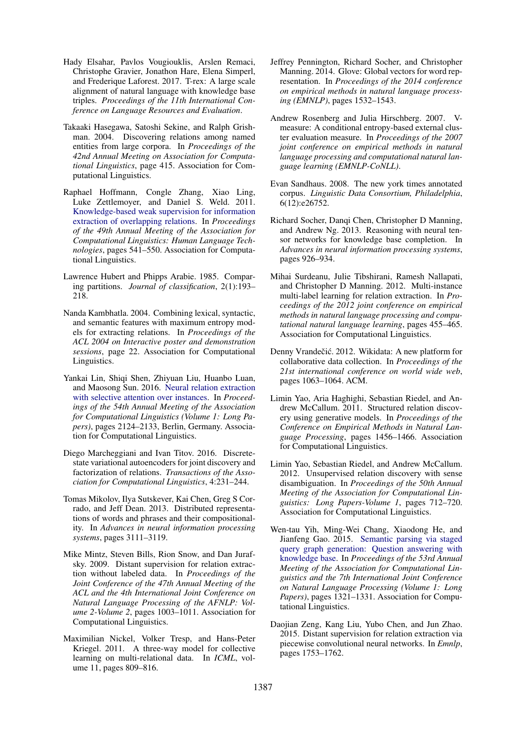Hady Elsahar, Pavlos Vougiouklis, Arslen Remaci, Christophe Gravier, Jonathon Hare, Elena Simperl, and Frederique Laforest. 2017. T-rex: A large scale alignment of natural language with knowledge base triples. *Proceedings of the 11th International Conference on Language Resources and Evaluation*.

Takaaki Hasegawa, Satoshi Sekine, and Ralph Grishman. 2004. Discovering relations among named entities from large corpora. In *Proceedings of the 42nd Annual Meeting on Association for Computational Linguistics*, page 415. Association for Computational Linguistics.

Raphael Hoffmann, Congle Zhang, Xiao Ling, Luke Zettlemoyer, and Daniel S. Weld. 2011. Knowledge-based weak supervision for information extraction of overlapping relations. In *Proceedings of the 49th Annual Meeting of the Association for Computational Linguistics: Human Language Technologies*, pages 541–550. Association for Computational Linguistics.

Lawrence Hubert and Phipps Arabie. 1985. Comparing partitions. *Journal of classification*, 2(1):193–218.

Nanda Kambhatla. 2004. Combining lexical, syntactic, and semantic features with maximum entropy models for extracting relations. In *Proceedings of the ACL 2004 on Interactive poster and demonstration sessions*, page 22. Association for Computational Linguistics.

Yankai Lin, Shiqi Shen, Zhiyuan Liu, Huanbo Luan, and Maosong Sun. 2016. Neural relation extraction with selective attention over instances. In *Proceedings of the 54th Annual Meeting of the Association for Computational Linguistics (Volume 1: Long Papers)*, pages 2124–2133, Berlin, Germany. Association for Computational Linguistics.

Diego Marcheggiani and Ivan Titov. 2016. Discrete-state variational autoencoders for joint discovery and factorization of relations. *Transactions of the Association for Computational Linguistics*, 4:231–244.

Tomas Mikolov, Ilya Sutskever, Kai Chen, Greg S Corrado, and Jeff Dean. 2013. Distributed representations of words and phrases and their compositionality. In *Advances in neural information processing systems*, pages 3111–3119.

Mike Mintz, Steven Bills, Rion Snow, and Dan Jurafsky. 2009. Distant supervision for relation extraction without labeled data. In *Proceedings of the Joint Conference of the 47th Annual Meeting of the ACL and the 4th International Joint Conference on Natural Language Processing of the AFNLP: Volume 2-Volume 2*, pages 1003–1011. Association for Computational Linguistics.

Maximilian Nickel, Volker Tresp, and Hans-Peter Kriegel. 2011. A three-way model for collective learning on multi-relational data. In *ICML*, volume 11, pages 809–816.

Jeffrey Pennington, Richard Socher, and Christopher Manning. 2014. Glove: Global vectors for word representation. In *Proceedings of the 2014 conference on empirical methods in natural language processing (EMNLP)*, pages 1532–1543.

Andrew Rosenberg and Julia Hirschberg. 2007. V-measure: A conditional entropy-based external cluster evaluation measure. In *Proceedings of the 2007 joint conference on empirical methods in natural language processing and computational natural language learning (EMNLP-CoNLL)*.

Evan Sandhaus. 2008. The new york times annotated corpus. *Linguistic Data Consortium, Philadelphia*, 6(12):e26752.

Richard Socher, Danqi Chen, Christopher D Manning, and Andrew Ng. 2013. Reasoning with neural tensor networks for knowledge base completion. In *Advances in neural information processing systems*, pages 926–934.

Mihai Surdeanu, Julie Tibshirani, Ramesh Nallapati, and Christopher D Manning. 2012. Multi-instance multi-label learning for relation extraction. In *Proceedings of the 2012 joint conference on empirical methods in natural language processing and computational natural language learning*, pages 455–465. Association for Computational Linguistics.

Denny Vrandečić. 2012. Wikidata: A new platform for collaborative data collection. In *Proceedings of the 21st international conference on world wide web*, pages 1063–1064. ACM.

Limin Yao, Aria Haghighi, Sebastian Riedel, and Andrew McCallum. 2011. Structured relation discovery using generative models. In *Proceedings of the Conference on Empirical Methods in Natural Language Processing*, pages 1456–1466. Association for Computational Linguistics.

Limin Yao, Sebastian Riedel, and Andrew McCallum. 2012. Unsupervised relation discovery with sense disambiguation. In *Proceedings of the 50th Annual Meeting of the Association for Computational Linguistics: Long Papers-Volume 1*, pages 712–720. Association for Computational Linguistics.

Wen-tau Yih, Ming-Wei Chang, Xiaodong He, and Jianfeng Gao. 2015. Semantic parsing via staged query graph generation: Question answering with knowledge base. In *Proceedings of the 53rd Annual Meeting of the Association for Computational Linguistics and the 7th International Joint Conference on Natural Language Processing (Volume 1: Long Papers)*, pages 1321–1331. Association for Computational Linguistics.

Daojian Zeng, Kang Liu, Yubo Chen, and Jun Zhao. 2015. Distant supervision for relation extraction via piecewise convolutional neural networks. In *Emnlp*, pages 1753–1762.